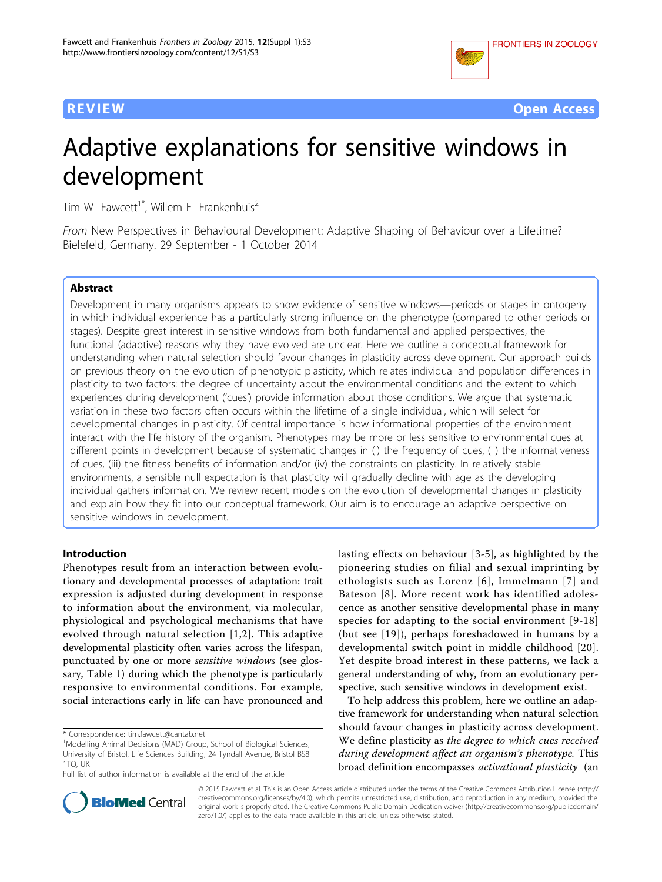**REVIEW** **Open Access**

# Adaptive explanations for sensitive windows in development

Tim W Fawcett[1*], Willem E Frankenhuis[2]

*From* New Perspectives in Behavioural Development: Adaptive Shaping of Behaviour over a Lifetime?
Bielefeld, Germany. 29 September - 1 October 2014

## Abstract

Development in many organisms appears to show evidence of sensitive windows—periods or stages in ontogeny in which individual experience has a particularly strong influence on the phenotype (compared to other periods or stages). Despite great interest in sensitive windows from both fundamental and applied perspectives, the functional (adaptive) reasons why they have evolved are unclear. Here we outline a conceptual framework for understanding when natural selection should favour changes in plasticity across development. Our approach builds on previous theory on the evolution of phenotypic plasticity, which relates individual and population differences in plasticity to two factors: the degree of uncertainty about the environmental conditions and the extent to which experiences during development ('cues') provide information about those conditions. We argue that systematic variation in these two factors often occurs within the lifetime of a single individual, which will select for developmental changes in plasticity. Of central importance is how informational properties of the environment interact with the life history of the organism. Phenotypes may be more or less sensitive to environmental cues at different points in development because of systematic changes in (i) the frequency of cues, (ii) the informativeness of cues, (iii) the fitness benefits of information and/or (iv) the constraints on plasticity. In relatively stable environments, a sensible null expectation is that plasticity will gradually decline with age as the developing individual gathers information. We review recent models on the evolution of developmental changes in plasticity and explain how they fit into our conceptual framework. Our aim is to encourage an adaptive perspective on sensitive windows in development.

## Introduction

Phenotypes result from an interaction between evolutionary and developmental processes of adaptation: trait expression is adjusted during development in response to information about the environment, via molecular, physiological and psychological mechanisms that have evolved through natural selection [1,2]. This adaptive developmental plasticity often varies across the lifespan, punctuated by one or more *sensitive windows* (see glossary, Table 1) during which the phenotype is particularly responsive to environmental conditions. For example, social interactions early in life can have pronounced and lasting effects on behaviour [3-5], as highlighted by the pioneering studies on filial and sexual imprinting by ethologists such as Lorenz [6], Immelmann [7] and Bateson [8]. More recent work has identified adolescence as another sensitive developmental phase in many species for adapting to the social environment [9-18] (but see [19]), perhaps foreshadowed in humans by a developmental switch point in middle childhood [20]. Yet despite broad interest in these patterns, we lack a general understanding of why, from an evolutionary perspective, such sensitive windows in development exist.

To help address this problem, here we outline an adaptive framework for understanding when natural selection should favour changes in plasticity across development. We define plasticity as *the degree to which cues received during development affect an organism's phenotype.* This broad definition encompasses *activational plasticity* (an

\* Correspondence: tim.fawcett@cantab.net
[1]Modelling Animal Decisions (MAD) Group, School of Biological Sciences, University of Bristol, Life Sciences Building, 24 Tyndall Avenue, Bristol BS8 1TQ, UK
Full list of author information is available at the end of the article

© 2015 Fawcett et al. This is an Open Access article distributed under the terms of the Creative Commons Attribution License (http://creativecommons.org/licenses/by/4.0), which permits unrestricted use, distribution, and reproduction in any medium, provided the original work is properly cited. The Creative Commons Public Domain Dedication waiver (http://creativecommons.org/publicdomain/zero/1.0/) applies to the data made available in this article, unless otherwise stated.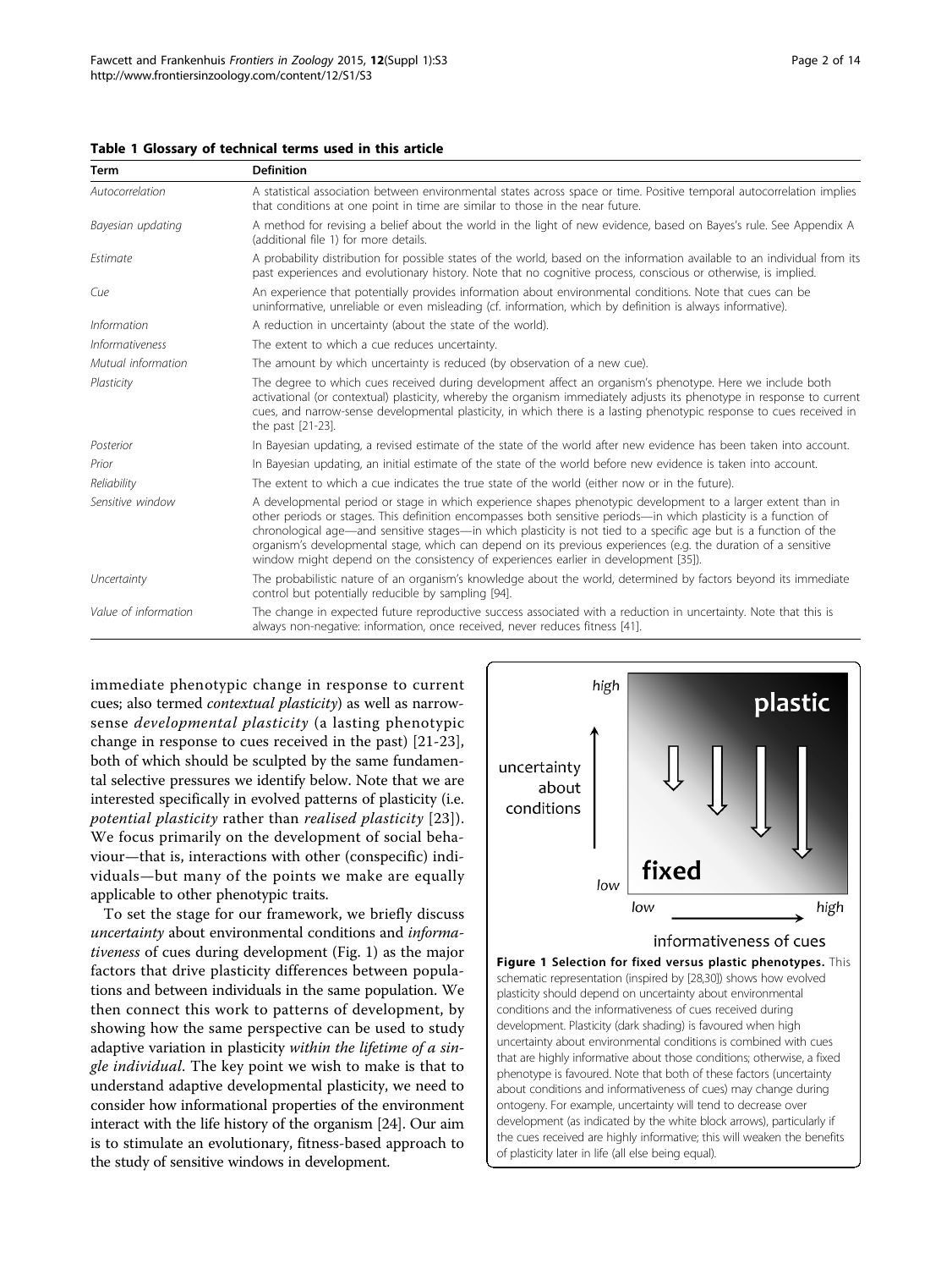**Table 1 Glossary of technical terms used in this article**

| Term | Definition |
| --- | --- |
| *Autocorrelation* | A statistical association between environmental states across space or time. Positive temporal autocorrelation implies that conditions at one point in time are similar to those in the near future. |
| *Bayesian updating* | A method for revising a belief about the world in the light of new evidence, based on Bayes's rule. See Appendix A (additional file 1) for more details. |
| *Estimate* | A probability distribution for possible states of the world, based on the information available to an individual from its past experiences and evolutionary history. Note that no cognitive process, conscious or otherwise, is implied. |
| *Cue* | An experience that potentially provides information about environmental conditions. Note that cues can be uninformative, unreliable or even misleading (cf. information, which by definition is always informative). |
| *Information* | A reduction in uncertainty (about the state of the world). |
| *Informativeness* | The extent to which a cue reduces uncertainty. |
| *Mutual information* | The amount by which uncertainty is reduced (by observation of a new cue). |
| *Plasticity* | The degree to which cues received during development affect an organism's phenotype. Here we include both activational (or contextual) plasticity, whereby the organism immediately adjusts its phenotype in response to current cues, and narrow-sense developmental plasticity, in which there is a lasting phenotypic response to cues received in the past [21-23]. |
| *Posterior* | In Bayesian updating, a revised estimate of the state of the world after new evidence has been taken into account. |
| *Prior* | In Bayesian updating, an initial estimate of the state of the world before new evidence is taken into account. |
| *Reliability* | The extent to which a cue indicates the true state of the world (either now or in the future). |
| *Sensitive window* | A developmental period or stage in which experience shapes phenotypic development to a larger extent than in other periods or stages. This definition encompasses both sensitive periods—in which plasticity is a function of chronological age—and sensitive stages—in which plasticity is not tied to a specific age but is a function of the organism's developmental stage, which can depend on its previous experiences (e.g. the duration of a sensitive window might depend on the consistency of experiences earlier in development [35]). |
| *Uncertainty* | The probabilistic nature of an organism's knowledge about the world, determined by factors beyond its immediate control but potentially reducible by sampling [94]. |
| *Value of information* | The change in expected future reproductive success associated with a reduction in uncertainty. Note that this is always non-negative: information, once received, never reduces fitness [41]. |

immediate phenotypic change in response to current cues; also termed *contextual plasticity*) as well as narrow-sense *developmental plasticity* (a lasting phenotypic change in response to cues received in the past) [21-23], both of which should be sculpted by the same fundamental selective pressures we identify below. Note that we are interested specifically in evolved patterns of plasticity (i.e. *potential plasticity* rather than *realised plasticity* [23]). We focus primarily on the development of social behaviour—that is, interactions with other (conspecific) individuals—but many of the points we make are equally applicable to other phenotypic traits.

To set the stage for our framework, we briefly discuss *uncertainty* about environmental conditions and *informativeness* of cues during development (Fig. 1) as the major factors that drive plasticity differences between populations and between individuals in the same population. We then connect this work to patterns of development, by showing how the same perspective can be used to study adaptive variation in plasticity *within the lifetime of a single individual*. The key point we wish to make is that to understand adaptive developmental plasticity, we need to consider how informational properties of the environment interact with the life history of the organism [24]. Our aim is to stimulate an evolutionary, fitness-based approach to the study of sensitive windows in development.

**Figure 1 Selection for fixed versus plastic phenotypes.** This schematic representation (inspired by [28,30]) shows how evolved plasticity should depend on uncertainty about environmental conditions and the informativeness of cues received during development. Plasticity (dark shading) is favoured when high uncertainty about environmental conditions is combined with cues that are highly informative about those conditions; otherwise, a fixed phenotype is favoured. Note that both of these factors (uncertainty about conditions and informativeness of cues) may change during ontogeny. For example, uncertainty will tend to decrease over development (as indicated by the white block arrows), particularly if the cues received are highly informative; this will weaken the benefits of plasticity later in life (all else being equal).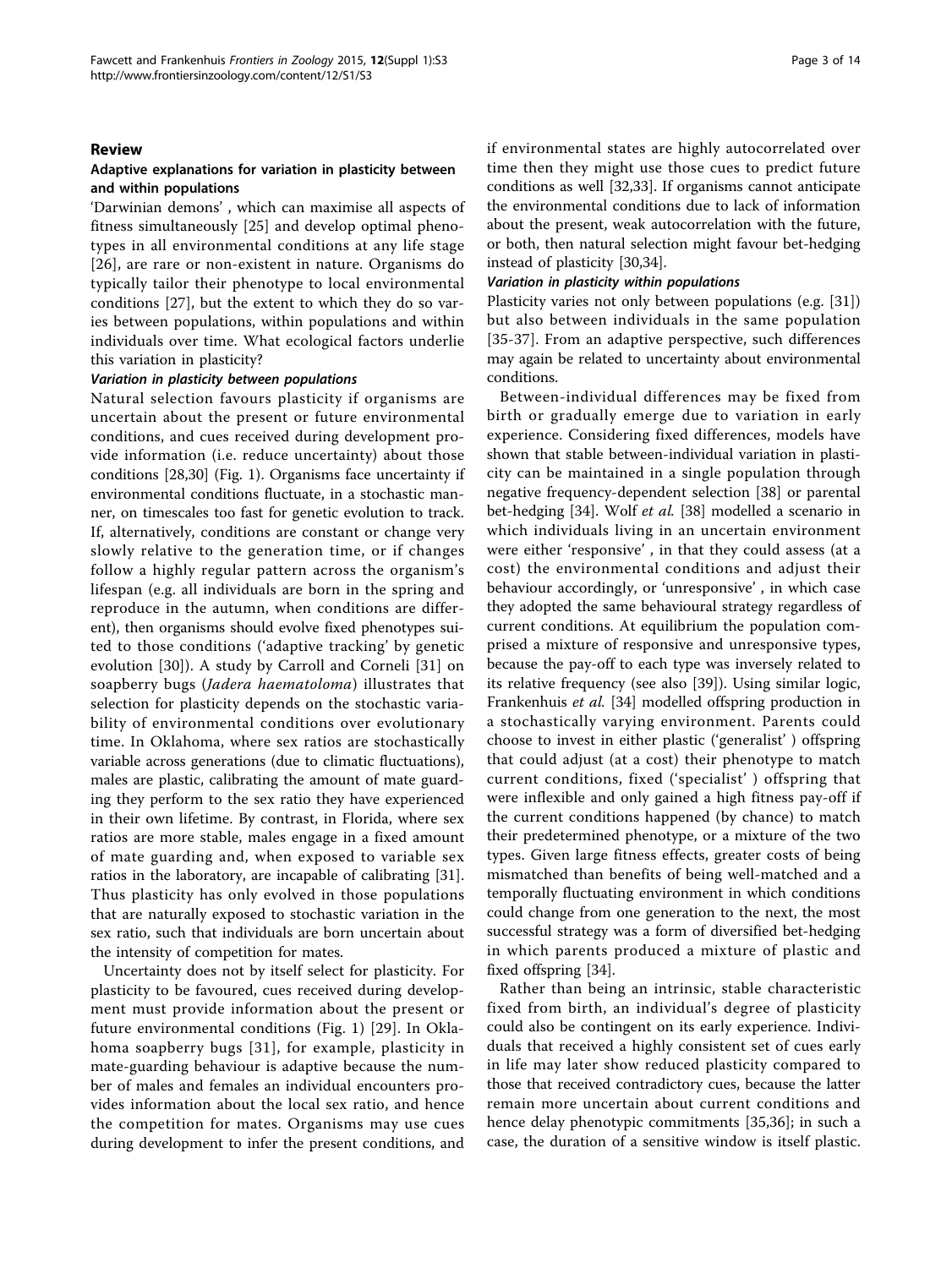## Review

### Adaptive explanations for variation in plasticity between and within populations

'Darwinian demons', which can maximise all aspects of fitness simultaneously [25] and develop optimal phenotypes in all environmental conditions at any life stage [26], are rare or non-existent in nature. Organisms do typically tailor their phenotype to local environmental conditions [27], but the extent to which they do so varies between populations, within populations and within individuals over time. What ecological factors underlie this variation in plasticity?

#### *Variation in plasticity between populations*

Natural selection favours plasticity if organisms are uncertain about the present or future environmental conditions, and cues received during development provide information (i.e. reduce uncertainty) about those conditions [28,30] (Fig. 1). Organisms face uncertainty if environmental conditions fluctuate, in a stochastic manner, on timescales too fast for genetic evolution to track. If, alternatively, conditions are constant or change very slowly relative to the generation time, or if changes follow a highly regular pattern across the organism's lifespan (e.g. all individuals are born in the spring and reproduce in the autumn, when conditions are different), then organisms should evolve fixed phenotypes suited to those conditions ('adaptive tracking' by genetic evolution [30]). A study by Carroll and Corneli [31] on soapberry bugs (*Jadera haematoloma*) illustrates that selection for plasticity depends on the stochastic variability of environmental conditions over evolutionary time. In Oklahoma, where sex ratios are stochastically variable across generations (due to climatic fluctuations), males are plastic, calibrating the amount of mate guarding they perform to the sex ratio they have experienced in their own lifetime. By contrast, in Florida, where sex ratios are more stable, males engage in a fixed amount of mate guarding and, when exposed to variable sex ratios in the laboratory, are incapable of calibrating [31]. Thus plasticity has only evolved in those populations that are naturally exposed to stochastic variation in the sex ratio, such that individuals are born uncertain about the intensity of competition for mates.

Uncertainty does not by itself select for plasticity. For plasticity to be favoured, cues received during development must provide information about the present or future environmental conditions (Fig. 1) [29]. In Oklahoma soapberry bugs [31], for example, plasticity in mate-guarding behaviour is adaptive because the number of males and females an individual encounters provides information about the local sex ratio, and hence the competition for mates. Organisms may use cues during development to infer the present conditions, and if environmental states are highly autocorrelated over time then they might use those cues to predict future conditions as well [32,33]. If organisms cannot anticipate the environmental conditions due to lack of information about the present, weak autocorrelation with the future, or both, then natural selection might favour bet-hedging instead of plasticity [30,34].

#### *Variation in plasticity within populations*

Plasticity varies not only between populations (e.g. [31]) but also between individuals in the same population [35-37]. From an adaptive perspective, such differences may again be related to uncertainty about environmental conditions.

Between-individual differences may be fixed from birth or gradually emerge due to variation in early experience. Considering fixed differences, models have shown that stable between-individual variation in plasticity can be maintained in a single population through negative frequency-dependent selection [38] or parental bet-hedging [34]. Wolf *et al.* [38] modelled a scenario in which individuals living in an uncertain environment were either 'responsive', in that they could assess (at a cost) the environmental conditions and adjust their behaviour accordingly, or 'unresponsive', in which case they adopted the same behavioural strategy regardless of current conditions. At equilibrium the population comprised a mixture of responsive and unresponsive types, because the pay-off to each type was inversely related to its relative frequency (see also [39]). Using similar logic, Frankenhuis *et al.* [34] modelled offspring production in a stochastically varying environment. Parents could choose to invest in either plastic ('generalist') offspring that could adjust (at a cost) their phenotype to match current conditions, fixed ('specialist') offspring that were inflexible and only gained a high fitness pay-off if the current conditions happened (by chance) to match their predetermined phenotype, or a mixture of the two types. Given large fitness effects, greater costs of being mismatched than benefits of being well-matched and a temporally fluctuating environment in which conditions could change from one generation to the next, the most successful strategy was a form of diversified bet-hedging in which parents produced a mixture of plastic and fixed offspring [34].

Rather than being an intrinsic, stable characteristic fixed from birth, an individual's degree of plasticity could also be contingent on its early experience. Individuals that received a highly consistent set of cues early in life may later show reduced plasticity compared to those that received contradictory cues, because the latter remain more uncertain about current conditions and hence delay phenotypic commitments [35,36]; in such a case, the duration of a sensitive window is itself plastic.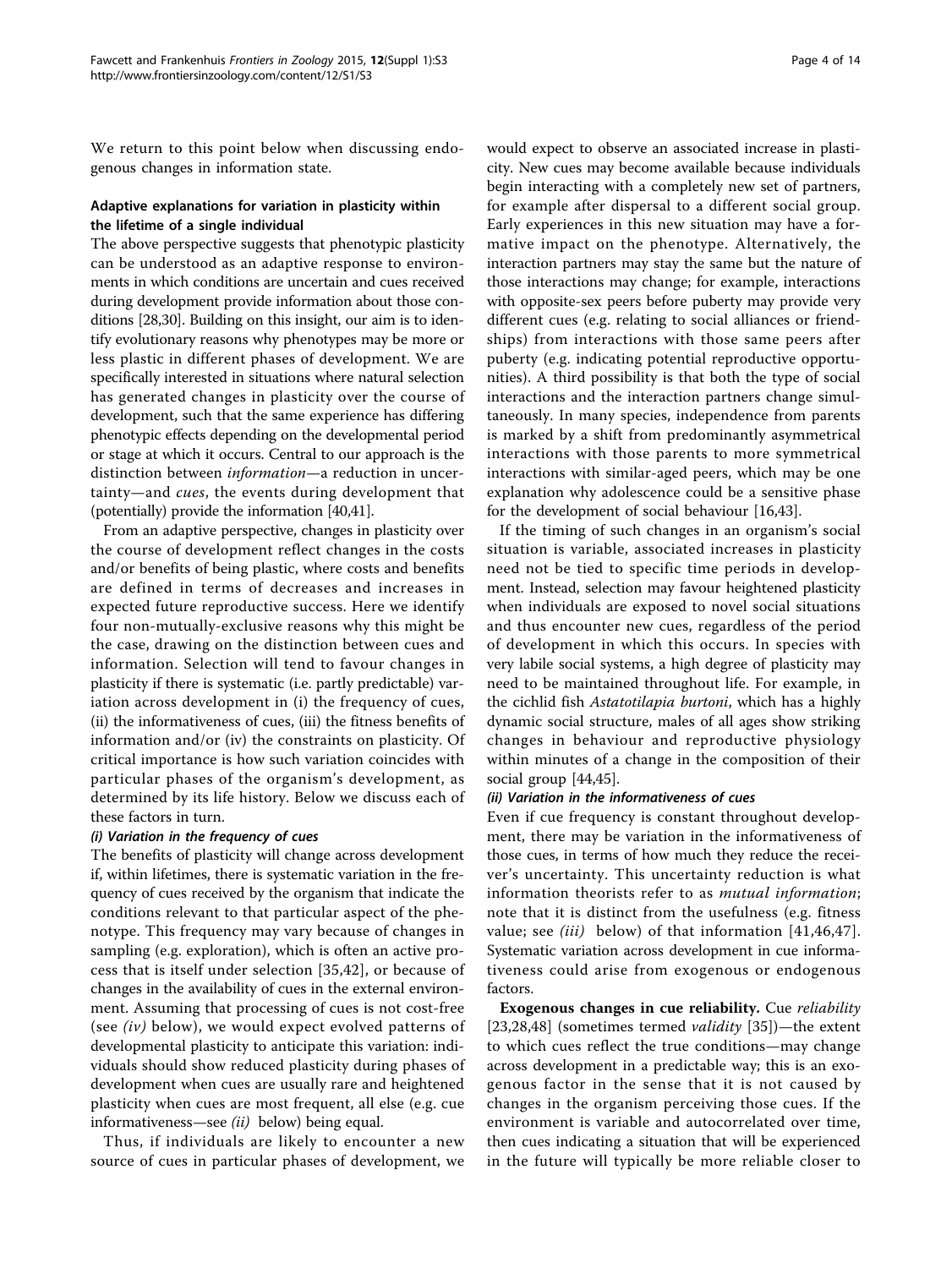We return to this point below when discussing endogenous changes in information state.

### Adaptive explanations for variation in plasticity within the lifetime of a single individual

The above perspective suggests that phenotypic plasticity can be understood as an adaptive response to environments in which conditions are uncertain and cues received during development provide information about those conditions [28,30]. Building on this insight, our aim is to identify evolutionary reasons why phenotypes may be more or less plastic in different phases of development. We are specifically interested in situations where natural selection has generated changes in plasticity over the course of development, such that the same experience has differing phenotypic effects depending on the developmental period or stage at which it occurs. Central to our approach is the distinction between *information*—a reduction in uncertainty—and *cues*, the events during development that (potentially) provide the information [40,41].

From an adaptive perspective, changes in plasticity over the course of development reflect changes in the costs and/or benefits of being plastic, where costs and benefits are defined in terms of decreases and increases in expected future reproductive success. Here we identify four non-mutually-exclusive reasons why this might be the case, drawing on the distinction between cues and information. Selection will tend to favour changes in plasticity if there is systematic (i.e. partly predictable) variation across development in (i) the frequency of cues, (ii) the informativeness of cues, (iii) the fitness benefits of information and/or (iv) the constraints on plasticity. Of critical importance is how such variation coincides with particular phases of the organism's development, as determined by its life history. Below we discuss each of these factors in turn.

#### *(i) Variation in the frequency of cues*

The benefits of plasticity will change across development if, within lifetimes, there is systematic variation in the frequency of cues received by the organism that indicate the conditions relevant to that particular aspect of the phenotype. This frequency may vary because of changes in sampling (e.g. exploration), which is often an active process that is itself under selection [35,42], or because of changes in the availability of cues in the external environment. Assuming that processing of cues is not cost-free (see *(iv)* below), we would expect evolved patterns of developmental plasticity to anticipate this variation: individuals should show reduced plasticity during phases of development when cues are usually rare and heightened plasticity when cues are most frequent, all else (e.g. cue informativeness—see *(ii)* below) being equal.

Thus, if individuals are likely to encounter a new source of cues in particular phases of development, we would expect to observe an associated increase in plasticity. New cues may become available because individuals begin interacting with a completely new set of partners, for example after dispersal to a different social group. Early experiences in this new situation may have a formative impact on the phenotype. Alternatively, the interaction partners may stay the same but the nature of those interactions may change; for example, interactions with opposite-sex peers before puberty may provide very different cues (e.g. relating to social alliances or friendships) from interactions with those same peers after puberty (e.g. indicating potential reproductive opportunities). A third possibility is that both the type of social interactions and the interaction partners change simultaneously. In many species, independence from parents is marked by a shift from predominantly asymmetrical interactions with those parents to more symmetrical interactions with similar-aged peers, which may be one explanation why adolescence could be a sensitive phase for the development of social behaviour [16,43].

If the timing of such changes in an organism's social situation is variable, associated increases in plasticity need not be tied to specific time periods in development. Instead, selection may favour heightened plasticity when individuals are exposed to novel social situations and thus encounter new cues, regardless of the period of development in which this occurs. In species with very labile social systems, a high degree of plasticity may need to be maintained throughout life. For example, in the cichlid fish *Astatotilapia burtoni*, which has a highly dynamic social structure, males of all ages show striking changes in behaviour and reproductive physiology within minutes of a change in the composition of their social group [44,45].

#### *(ii) Variation in the informativeness of cues*

Even if cue frequency is constant throughout development, there may be variation in the informativeness of those cues, in terms of how much they reduce the receiver's uncertainty. This uncertainty reduction is what information theorists refer to as *mutual information*; note that it is distinct from the usefulness (e.g. fitness value; see *(iii)* below) of that information [41,46,47]. Systematic variation across development in cue informativeness could arise from exogenous or endogenous factors.

**Exogenous changes in cue reliability.** Cue *reliability* [23,28,48] (sometimes termed *validity* [35])—the extent to which cues reflect the true conditions—may change across development in a predictable way; this is an exogenous factor in the sense that it is not caused by changes in the organism perceiving those cues. If the environment is variable and autocorrelated over time, then cues indicating a situation that will be experienced in the future will typically be more reliable closer to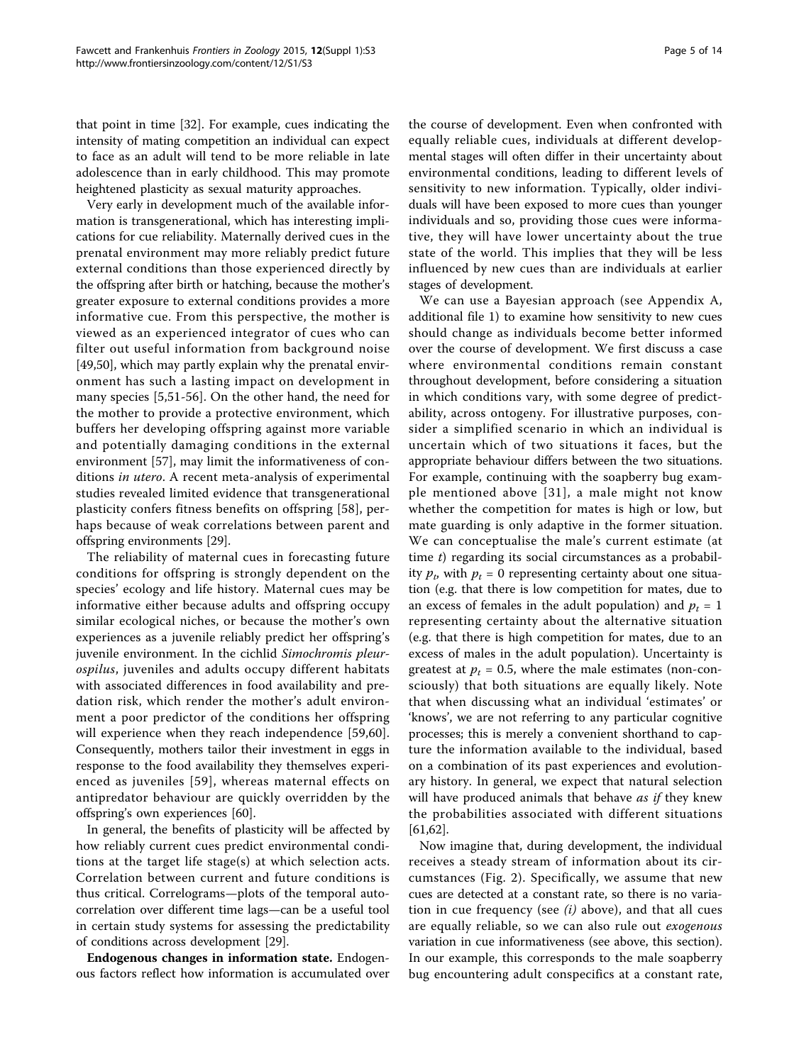that point in time [32]. For example, cues indicating the intensity of mating competition an individual can expect to face as an adult will tend to be more reliable in late adolescence than in early childhood. This may promote heightened plasticity as sexual maturity approaches.

Very early in development much of the available information is transgenerational, which has interesting implications for cue reliability. Maternally derived cues in the prenatal environment may more reliably predict future external conditions than those experienced directly by the offspring after birth or hatching, because the mother's greater exposure to external conditions provides a more informative cue. From this perspective, the mother is viewed as an experienced integrator of cues who can filter out useful information from background noise [49,50], which may partly explain why the prenatal environment has such a lasting impact on development in many species [5,51-56]. On the other hand, the need for the mother to provide a protective environment, which buffers her developing offspring against more variable and potentially damaging conditions in the external environment [57], may limit the informativeness of conditions *in utero*. A recent meta-analysis of experimental studies revealed limited evidence that transgenerational plasticity confers fitness benefits on offspring [58], perhaps because of weak correlations between parent and offspring environments [29].

The reliability of maternal cues in forecasting future conditions for offspring is strongly dependent on the species' ecology and life history. Maternal cues may be informative either because adults and offspring occupy similar ecological niches, or because the mother's own experiences as a juvenile reliably predict her offspring's juvenile environment. In the cichlid *Simochromis pleurospilus*, juveniles and adults occupy different habitats with associated differences in food availability and predation risk, which render the mother's adult environment a poor predictor of the conditions her offspring will experience when they reach independence [59,60]. Consequently, mothers tailor their investment in eggs in response to the food availability they themselves experienced as juveniles [59], whereas maternal effects on antipredator behaviour are quickly overridden by the offspring's own experiences [60].

In general, the benefits of plasticity will be affected by how reliably current cues predict environmental conditions at the target life stage(s) at which selection acts. Correlation between current and future conditions is thus critical. Correlograms—plots of the temporal autocorrelation over different time lags—can be a useful tool in certain study systems for assessing the predictability of conditions across development [29].

**Endogenous changes in information state.** Endogenous factors reflect how information is accumulated over the course of development. Even when confronted with equally reliable cues, individuals at different developmental stages will often differ in their uncertainty about environmental conditions, leading to different levels of sensitivity to new information. Typically, older individuals will have been exposed to more cues than younger individuals and so, providing those cues were informative, they will have lower uncertainty about the true state of the world. This implies that they will be less influenced by new cues than are individuals at earlier stages of development.

We can use a Bayesian approach (see Appendix A, additional file 1) to examine how sensitivity to new cues should change as individuals become better informed over the course of development. We first discuss a case where environmental conditions remain constant throughout development, before considering a situation in which conditions vary, with some degree of predictability, across ontogeny. For illustrative purposes, consider a simplified scenario in which an individual is uncertain which of two situations it faces, but the appropriate behaviour differs between the two situations. For example, continuing with the soapberry bug example mentioned above [31], a male might not know whether the competition for mates is high or low, but mate guarding is only adaptive in the former situation. We can conceptualise the male's current estimate (at time $t$) regarding its social circumstances as a probability $p_t$, with $p_t = 0$ representing certainty about one situation (e.g. that there is low competition for mates, due to an excess of females in the adult population) and $p_t = 1$ representing certainty about the alternative situation (e.g. that there is high competition for mates, due to an excess of males in the adult population). Uncertainty is greatest at $p_t = 0.5$, where the male estimates (non-consciously) that both situations are equally likely. Note that when discussing what an individual 'estimates' or 'knows', we are not referring to any particular cognitive processes; this is merely a convenient shorthand to capture the information available to the individual, based on a combination of its past experiences and evolutionary history. In general, we expect that natural selection will have produced animals that behave *as if* they knew the probabilities associated with different situations [61,62].

Now imagine that, during development, the individual receives a steady stream of information about its circumstances (Fig. 2). Specifically, we assume that new cues are detected at a constant rate, so there is no variation in cue frequency (see *(i)* above), and that all cues are equally reliable, so we can also rule out *exogenous* variation in cue informativeness (see above, this section). In our example, this corresponds to the male soapberry bug encountering adult conspecifics at a constant rate,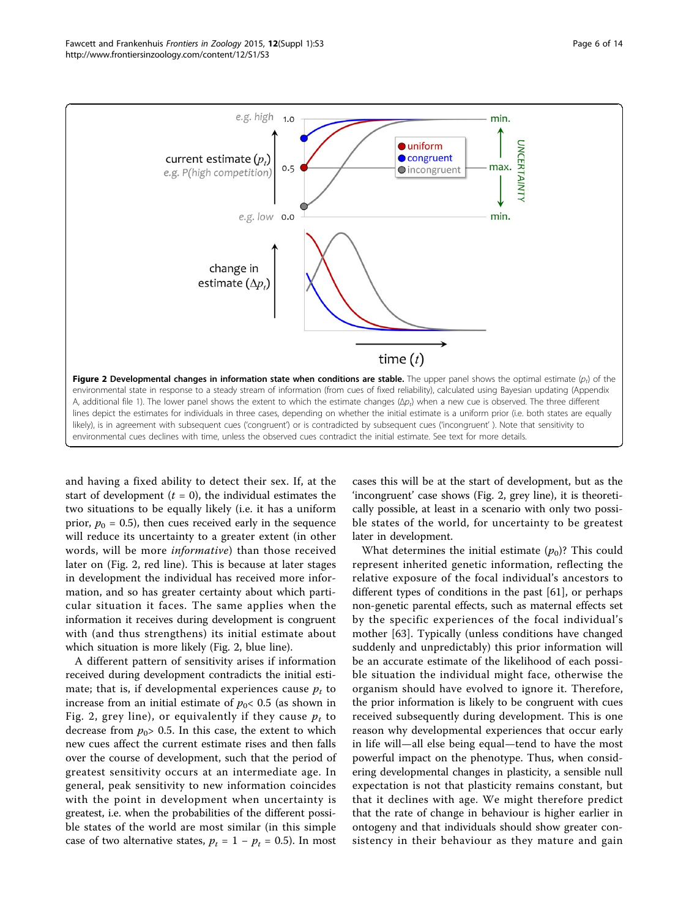**Figure 2 Developmental changes in information state when conditions are stable.** The upper panel shows the optimal estimate ($p_t$) of the environmental state in response to a steady stream of information (from cues of fixed reliability), calculated using Bayesian updating (Appendix A, additional file 1). The lower panel shows the extent to which the estimate changes ($\Delta p_t$) when a new cue is observed. The three different lines depict the estimates for individuals in three cases, depending on whether the initial estimate is a uniform prior (i.e. both states are equally likely), is in agreement with subsequent cues ('congruent') or is contradicted by subsequent cues ('incongruent'). Note that sensitivity to environmental cues declines with time, unless the observed cues contradict the initial estimate. See text for more details.

and having a fixed ability to detect their sex. If, at the start of development ($t = 0$), the individual estimates the two situations to be equally likely (i.e. it has a uniform prior, $p_0 = 0.5$), then cues received early in the sequence will reduce its uncertainty to a greater extent (in other words, will be more *informative*) than those received later on (Fig. 2, red line). This is because at later stages in development the individual has received more information, and so has greater certainty about which particular situation it faces. The same applies when the information it receives during development is congruent with (and thus strengthens) its initial estimate about which situation is more likely (Fig. 2, blue line).

A different pattern of sensitivity arises if information received during development contradicts the initial estimate; that is, if developmental experiences cause $p_t$ to increase from an initial estimate of $p_0 < 0.5$ (as shown in Fig. 2, grey line), or equivalently if they cause $p_t$ to decrease from $p_0 > 0.5$. In this case, the extent to which new cues affect the current estimate rises and then falls over the course of development, such that the period of greatest sensitivity occurs at an intermediate age. In general, peak sensitivity to new information coincides with the point in development when uncertainty is greatest, i.e. when the probabilities of the different possible states of the world are most similar (in this simple case of two alternative states, $p_t = 1 - p_t = 0.5$). In most cases this will be at the start of development, but as the 'incongruent' case shows (Fig. 2, grey line), it is theoretically possible, at least in a scenario with only two possible states of the world, for uncertainty to be greatest later in development.

What determines the initial estimate ($p_0$)? This could represent inherited genetic information, reflecting the relative exposure of the focal individual's ancestors to different types of conditions in the past [61], or perhaps non-genetic parental effects, such as maternal effects set by the specific experiences of the focal individual's mother [63]. Typically (unless conditions have changed suddenly and unpredictably) this prior information will be an accurate estimate of the likelihood of each possible situation the individual might face, otherwise the organism should have evolved to ignore it. Therefore, the prior information is likely to be congruent with cues received subsequently during development. This is one reason why developmental experiences that occur early in life will—all else being equal—tend to have the most powerful impact on the phenotype. Thus, when considering developmental changes in plasticity, a sensible null expectation is not that plasticity remains constant, but that it declines with age. We might therefore predict that the rate of change in behaviour is higher earlier in ontogeny and that individuals should show greater consistency in their behaviour as they mature and gain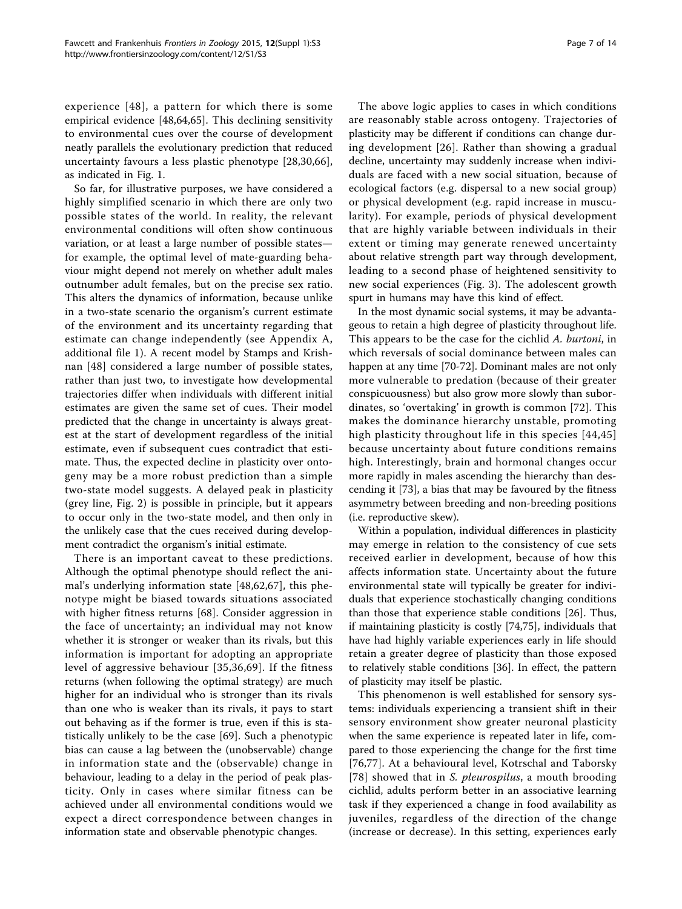experience [48], a pattern for which there is some empirical evidence [48,64,65]. This declining sensitivity to environmental cues over the course of development neatly parallels the evolutionary prediction that reduced uncertainty favours a less plastic phenotype [28,30,66], as indicated in Fig. 1.

So far, for illustrative purposes, we have considered a highly simplified scenario in which there are only two possible states of the world. In reality, the relevant environmental conditions will often show continuous variation, or at least a large number of possible states—for example, the optimal level of mate-guarding behaviour might depend not merely on whether adult males outnumber adult females, but on the precise sex ratio. This alters the dynamics of information, because unlike in a two-state scenario the organism's current estimate of the environment and its uncertainty regarding that estimate can change independently (see Appendix A, additional file 1). A recent model by Stamps and Krishnan [48] considered a large number of possible states, rather than just two, to investigate how developmental trajectories differ when individuals with different initial estimates are given the same set of cues. Their model predicted that the change in uncertainty is always greatest at the start of development regardless of the initial estimate, even if subsequent cues contradict that estimate. Thus, the expected decline in plasticity over ontogeny may be a more robust prediction than a simple two-state model suggests. A delayed peak in plasticity (grey line, Fig. 2) is possible in principle, but it appears to occur only in the two-state model, and then only in the unlikely case that the cues received during development contradict the organism's initial estimate.

There is an important caveat to these predictions. Although the optimal phenotype should reflect the animal's underlying information state [48,62,67], this phenotype might be biased towards situations associated with higher fitness returns [68]. Consider aggression in the face of uncertainty; an individual may not know whether it is stronger or weaker than its rivals, but this information is important for adopting an appropriate level of aggressive behaviour [35,36,69]. If the fitness returns (when following the optimal strategy) are much higher for an individual who is stronger than its rivals than one who is weaker than its rivals, it pays to start out behaving as if the former is true, even if this is statistically unlikely to be the case [69]. Such a phenotypic bias can cause a lag between the (unobservable) change in information state and the (observable) change in behaviour, leading to a delay in the period of peak plasticity. Only in cases where similar fitness can be achieved under all environmental conditions would we expect a direct correspondence between changes in information state and observable phenotypic changes.

The above logic applies to cases in which conditions are reasonably stable across ontogeny. Trajectories of plasticity may be different if conditions can change during development [26]. Rather than showing a gradual decline, uncertainty may suddenly increase when individuals are faced with a new social situation, because of ecological factors (e.g. dispersal to a new social group) or physical development (e.g. rapid increase in muscularity). For example, periods of physical development that are highly variable between individuals in their extent or timing may generate renewed uncertainty about relative strength part way through development, leading to a second phase of heightened sensitivity to new social experiences (Fig. 3). The adolescent growth spurt in humans may have this kind of effect.

In the most dynamic social systems, it may be advantageous to retain a high degree of plasticity throughout life. This appears to be the case for the cichlid *A. burtoni*, in which reversals of social dominance between males can happen at any time [70-72]. Dominant males are not only more vulnerable to predation (because of their greater conspicuousness) but also grow more slowly than subordinates, so 'overtaking' in growth is common [72]. This makes the dominance hierarchy unstable, promoting high plasticity throughout life in this species [44,45] because uncertainty about future conditions remains high. Interestingly, brain and hormonal changes occur more rapidly in males ascending the hierarchy than descending it [73], a bias that may be favoured by the fitness asymmetry between breeding and non-breeding positions (i.e. reproductive skew).

Within a population, individual differences in plasticity may emerge in relation to the consistency of cue sets received earlier in development, because of how this affects information state. Uncertainty about the future environmental state will typically be greater for individuals that experience stochastically changing conditions than those that experience stable conditions [26]. Thus, if maintaining plasticity is costly [74,75], individuals that have had highly variable experiences early in life should retain a greater degree of plasticity than those exposed to relatively stable conditions [36]. In effect, the pattern of plasticity may itself be plastic.

This phenomenon is well established for sensory systems: individuals experiencing a transient shift in their sensory environment show greater neuronal plasticity when the same experience is repeated later in life, compared to those experiencing the change for the first time [76,77]. At a behavioural level, Kotrschal and Taborsky [78] showed that in *S. pleurospilus*, a mouth brooding cichlid, adults perform better in an associative learning task if they experienced a change in food availability as juveniles, regardless of the direction of the change (increase or decrease). In this setting, experiences early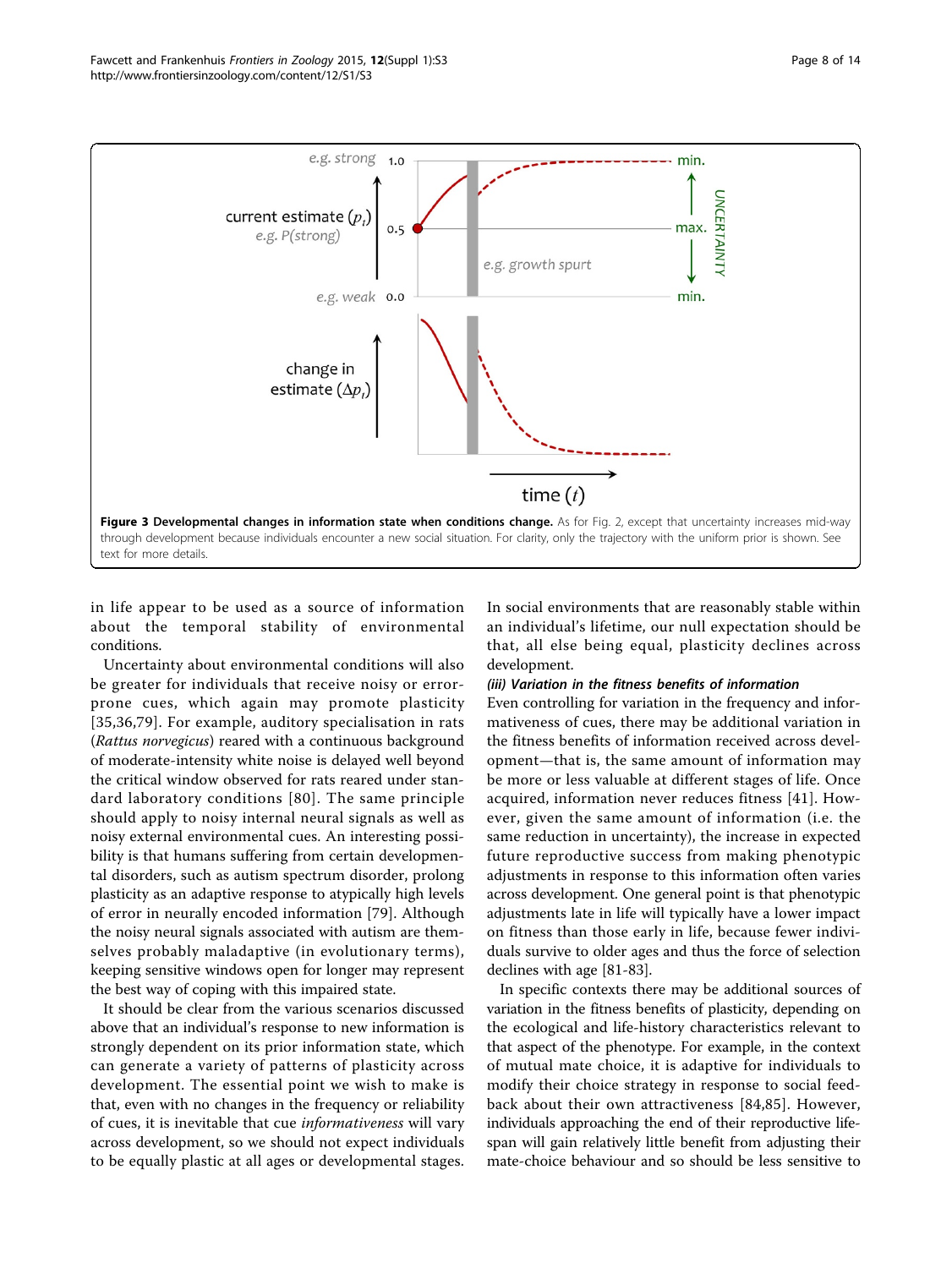e.g. strong 1.0

current estimate ($p_t$)
e.g. P(strong)

0.5

e.g. weak 0.0

min.

max.

min.

UNCERTAINTY

e.g. growth spurt

change in estimate ($\Delta p_t$)

time ($t$)

**Figure 3 Developmental changes in information state when conditions change.** As for Fig. 2, except that uncertainty increases mid-way through development because individuals encounter a new social situation. For clarity, only the trajectory with the uniform prior is shown. See text for more details.

in life appear to be used as a source of information about the temporal stability of environmental conditions.

Uncertainty about environmental conditions will also be greater for individuals that receive noisy or error-prone cues, which again may promote plasticity [35,36,79]. For example, auditory specialisation in rats (*Rattus norvegicus*) reared with a continuous background of moderate-intensity white noise is delayed well beyond the critical window observed for rats reared under standard laboratory conditions [80]. The same principle should apply to noisy internal neural signals as well as noisy external environmental cues. An interesting possibility is that humans suffering from certain developmental disorders, such as autism spectrum disorder, prolong plasticity as an adaptive response to atypically high levels of error in neurally encoded information [79]. Although the noisy neural signals associated with autism are themselves probably maladaptive (in evolutionary terms), keeping sensitive windows open for longer may represent the best way of coping with this impaired state.

It should be clear from the various scenarios discussed above that an individual's response to new information is strongly dependent on its prior information state, which can generate a variety of patterns of plasticity across development. The essential point we wish to make is that, even with no changes in the frequency or reliability of cues, it is inevitable that cue *informativeness* will vary across development, so we should not expect individuals to be equally plastic at all ages or developmental stages. In social environments that are reasonably stable within an individual's lifetime, our null expectation should be that, all else being equal, plasticity declines across development.

***(iii) Variation in the fitness benefits of information***

Even controlling for variation in the frequency and informativeness of cues, there may be additional variation in the fitness benefits of information received across development—that is, the same amount of information may be more or less valuable at different stages of life. Once acquired, information never reduces fitness [41]. However, given the same amount of information (i.e. the same reduction in uncertainty), the increase in expected future reproductive success from making phenotypic adjustments in response to this information often varies across development. One general point is that phenotypic adjustments late in life will typically have a lower impact on fitness than those early in life, because fewer individuals survive to older ages and thus the force of selection declines with age [81-83].

In specific contexts there may be additional sources of variation in the fitness benefits of plasticity, depending on the ecological and life-history characteristics relevant to that aspect of the phenotype. For example, in the context of mutual mate choice, it is adaptive for individuals to modify their choice strategy in response to social feedback about their own attractiveness [84,85]. However, individuals approaching the end of their reproductive lifespan will gain relatively little benefit from adjusting their mate-choice behaviour and so should be less sensitive to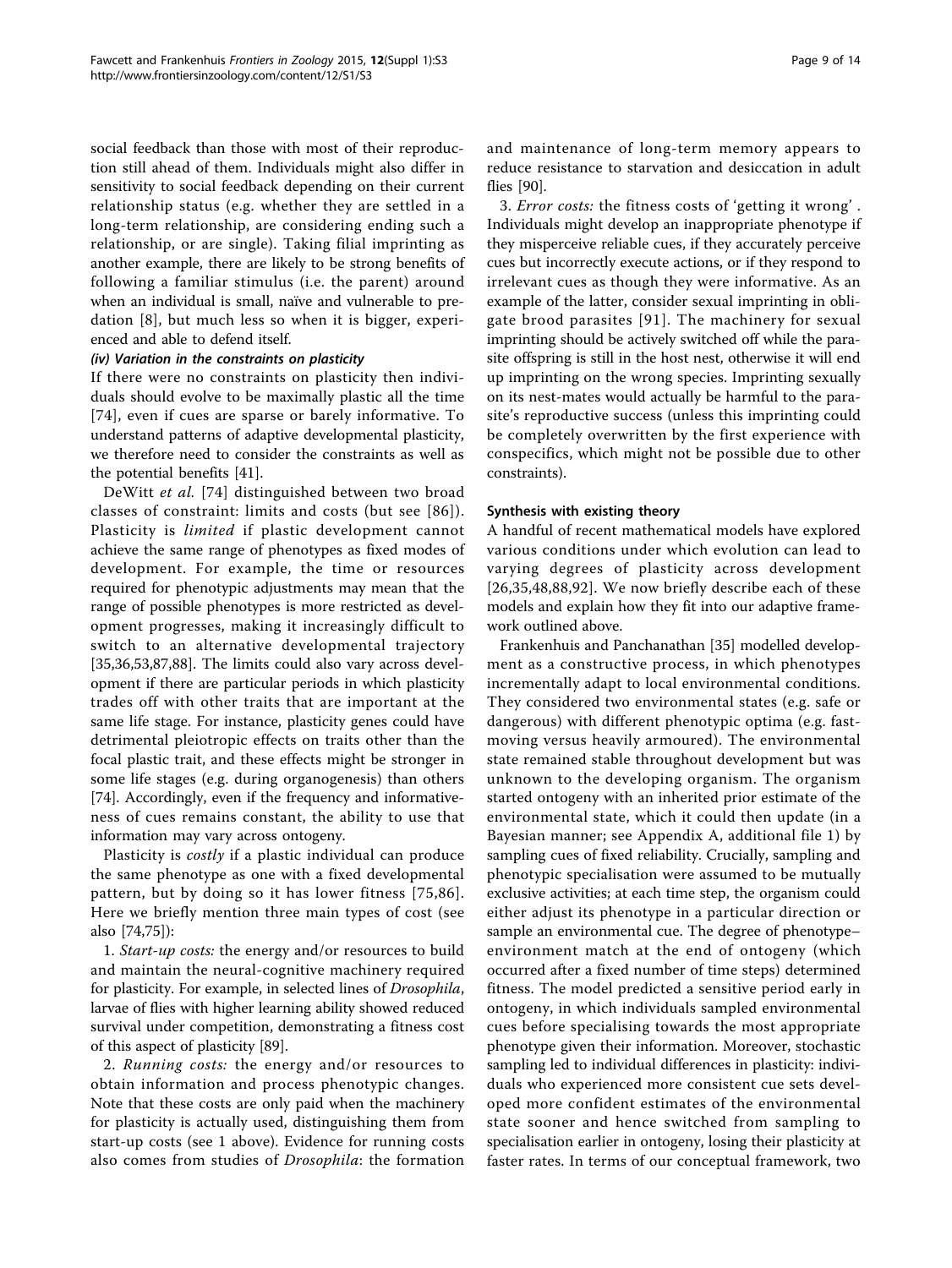social feedback than those with most of their reproduction still ahead of them. Individuals might also differ in sensitivity to social feedback depending on their current relationship status (e.g. whether they are settled in a long-term relationship, are considering ending such a relationship, or are single). Taking filial imprinting as another example, there are likely to be strong benefits of following a familiar stimulus (i.e. the parent) around when an individual is small, naïve and vulnerable to predation [8], but much less so when it is bigger, experienced and able to defend itself.

#### (iv) Variation in the constraints on plasticity

If there were no constraints on plasticity then individuals should evolve to be maximally plastic all the time [74], even if cues are sparse or barely informative. To understand patterns of adaptive developmental plasticity, we therefore need to consider the constraints as well as the potential benefits [41].

DeWitt *et al.* [74] distinguished between two broad classes of constraint: limits and costs (but see [86]). Plasticity is *limited* if plastic development cannot achieve the same range of phenotypes as fixed modes of development. For example, the time or resources required for phenotypic adjustments may mean that the range of possible phenotypes is more restricted as development progresses, making it increasingly difficult to switch to an alternative developmental trajectory [35,36,53,87,88]. The limits could also vary across development if there are particular periods in which plasticity trades off with other traits that are important at the same life stage. For instance, plasticity genes could have detrimental pleiotropic effects on traits other than the focal plastic trait, and these effects might be stronger in some life stages (e.g. during organogenesis) than others [74]. Accordingly, even if the frequency and informativeness of cues remains constant, the ability to use that information may vary across ontogeny.

Plasticity is *costly* if a plastic individual can produce the same phenotype as one with a fixed developmental pattern, but by doing so it has lower fitness [75,86]. Here we briefly mention three main types of cost (see also [74,75]):

1. *Start-up costs:* the energy and/or resources to build and maintain the neural-cognitive machinery required for plasticity. For example, in selected lines of *Drosophila*, larvae of flies with higher learning ability showed reduced survival under competition, demonstrating a fitness cost of this aspect of plasticity [89].

2. *Running costs:* the energy and/or resources to obtain information and process phenotypic changes. Note that these costs are only paid when the machinery for plasticity is actually used, distinguishing them from start-up costs (see 1 above). Evidence for running costs also comes from studies of *Drosophila*: the formation and maintenance of long-term memory appears to reduce resistance to starvation and desiccation in adult flies [90].

3. *Error costs:* the fitness costs of 'getting it wrong'. Individuals might develop an inappropriate phenotype if they misperceive reliable cues, if they accurately perceive cues but incorrectly execute actions, or if they respond to irrelevant cues as though they were informative. As an example of the latter, consider sexual imprinting in obligate brood parasites [91]. The machinery for sexual imprinting should be actively switched off while the parasite offspring is still in the host nest, otherwise it will end up imprinting on the wrong species. Imprinting sexually on its nest-mates would actually be harmful to the parasite's reproductive success (unless this imprinting could be completely overwritten by the first experience with conspecifics, which might not be possible due to other constraints).

### Synthesis with existing theory

A handful of recent mathematical models have explored various conditions under which evolution can lead to varying degrees of plasticity across development [26,35,48,88,92]. We now briefly describe each of these models and explain how they fit into our adaptive framework outlined above.

Frankenhuis and Panchanathan [35] modelled development as a constructive process, in which phenotypes incrementally adapt to local environmental conditions. They considered two environmental states (e.g. safe or dangerous) with different phenotypic optima (e.g. fast-moving versus heavily armoured). The environmental state remained stable throughout development but was unknown to the developing organism. The organism started ontogeny with an inherited prior estimate of the environmental state, which it could then update (in a Bayesian manner; see Appendix A, additional file 1) by sampling cues of fixed reliability. Crucially, sampling and phenotypic specialisation were assumed to be mutually exclusive activities; at each time step, the organism could either adjust its phenotype in a particular direction or sample an environmental cue. The degree of phenotype–environment match at the end of ontogeny (which occurred after a fixed number of time steps) determined fitness. The model predicted a sensitive period early in ontogeny, in which individuals sampled environmental cues before specialising towards the most appropriate phenotype given their information. Moreover, stochastic sampling led to individual differences in plasticity: individuals who experienced more consistent cue sets developed more confident estimates of the environmental state sooner and hence switched from sampling to specialisation earlier in ontogeny, losing their plasticity at faster rates. In terms of our conceptual framework, two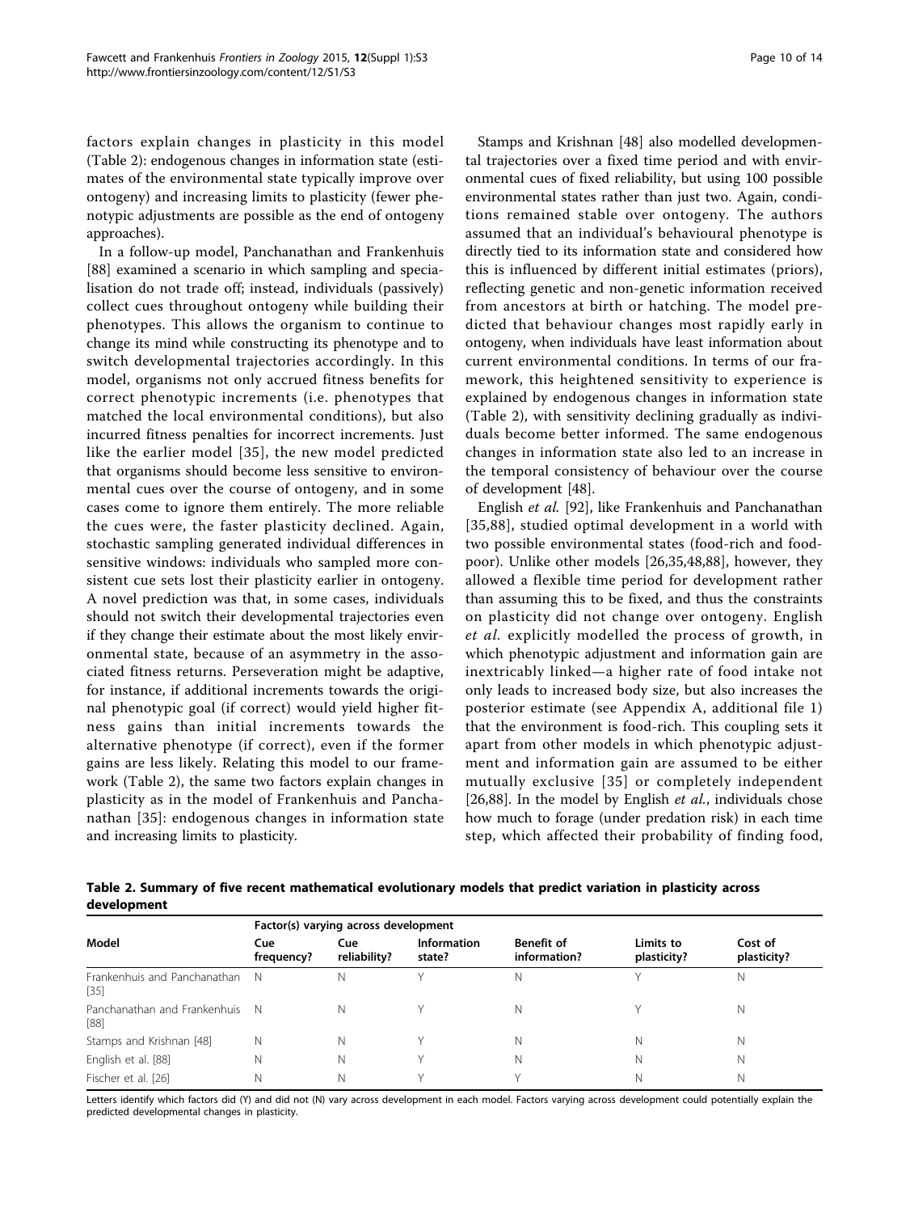factors explain changes in plasticity in this model (Table 2): endogenous changes in information state (estimates of the environmental state typically improve over ontogeny) and increasing limits to plasticity (fewer phenotypic adjustments are possible as the end of ontogeny approaches).

In a follow-up model, Panchanathan and Frankenhuis [88] examined a scenario in which sampling and specialisation do not trade off; instead, individuals (passively) collect cues throughout ontogeny while building their phenotypes. This allows the organism to continue to change its mind while constructing its phenotype and to switch developmental trajectories accordingly. In this model, organisms not only accrued fitness benefits for correct phenotypic increments (i.e. phenotypes that matched the local environmental conditions), but also incurred fitness penalties for incorrect increments. Just like the earlier model [35], the new model predicted that organisms should become less sensitive to environmental cues over the course of ontogeny, and in some cases come to ignore them entirely. The more reliable the cues were, the faster plasticity declined. Again, stochastic sampling generated individual differences in sensitive windows: individuals who sampled more consistent cue sets lost their plasticity earlier in ontogeny. A novel prediction was that, in some cases, individuals should not switch their developmental trajectories even if they change their estimate about the most likely environmental state, because of an asymmetry in the associated fitness returns. Perseveration might be adaptive, for instance, if additional increments towards the original phenotypic goal (if correct) would yield higher fitness gains than initial increments towards the alternative phenotype (if correct), even if the former gains are less likely. Relating this model to our framework (Table 2), the same two factors explain changes in plasticity as in the model of Frankenhuis and Panchanathan [35]: endogenous changes in information state and increasing limits to plasticity.

Stamps and Krishnan [48] also modelled developmental trajectories over a fixed time period and with environmental cues of fixed reliability, but using 100 possible environmental states rather than just two. Again, conditions remained stable over ontogeny. The authors assumed that an individual's behavioural phenotype is directly tied to its information state and considered how this is influenced by different initial estimates (priors), reflecting genetic and non-genetic information received from ancestors at birth or hatching. The model predicted that behaviour changes most rapidly early in ontogeny, when individuals have least information about current environmental conditions. In terms of our framework, this heightened sensitivity to experience is explained by endogenous changes in information state (Table 2), with sensitivity declining gradually as individuals become better informed. The same endogenous changes in information state also led to an increase in the temporal consistency of behaviour over the course of development [48].

English *et al.* [92], like Frankenhuis and Panchanathan [35,88], studied optimal development in a world with two possible environmental states (food-rich and food-poor). Unlike other models [26,35,48,88], however, they allowed a flexible time period for development rather than assuming this to be fixed, and thus the constraints on plasticity did not change over ontogeny. English *et al.* explicitly modelled the process of growth, in which phenotypic adjustment and information gain are inextricably linked—a higher rate of food intake not only leads to increased body size, but also increases the posterior estimate (see Appendix A, additional file 1) that the environment is food-rich. This coupling sets it apart from other models in which phenotypic adjustment and information gain are assumed to be either mutually exclusive [35] or completely independent [26,88]. In the model by English *et al.*, individuals chose how much to forage (under predation risk) in each time step, which affected their probability of finding food,

**Table 2. Summary of five recent mathematical evolutionary models that predict variation in plasticity across development**

| Model | Factor(s) varying across development | | | | | |
|---|---|---|---|---|---|---|
| | Cue frequency? | Cue reliability? | Information state? | Benefit of information? | Limits to plasticity? | Cost of plasticity? |
| Frankenhuis and Panchanathan [35] | N | N | Y | N | Y | N |
| Panchanathan and Frankenhuis [88] | N | N | Y | N | Y | N |
| Stamps and Krishnan [48] | N | N | Y | N | N | N |
| English et al. [88] | N | N | Y | N | N | N |
| Fischer et al. [26] | N | N | Y | Y | N | N |

Letters identify which factors did (Y) and did not (N) vary across development in each model. Factors varying across development could potentially explain the predicted developmental changes in plasticity.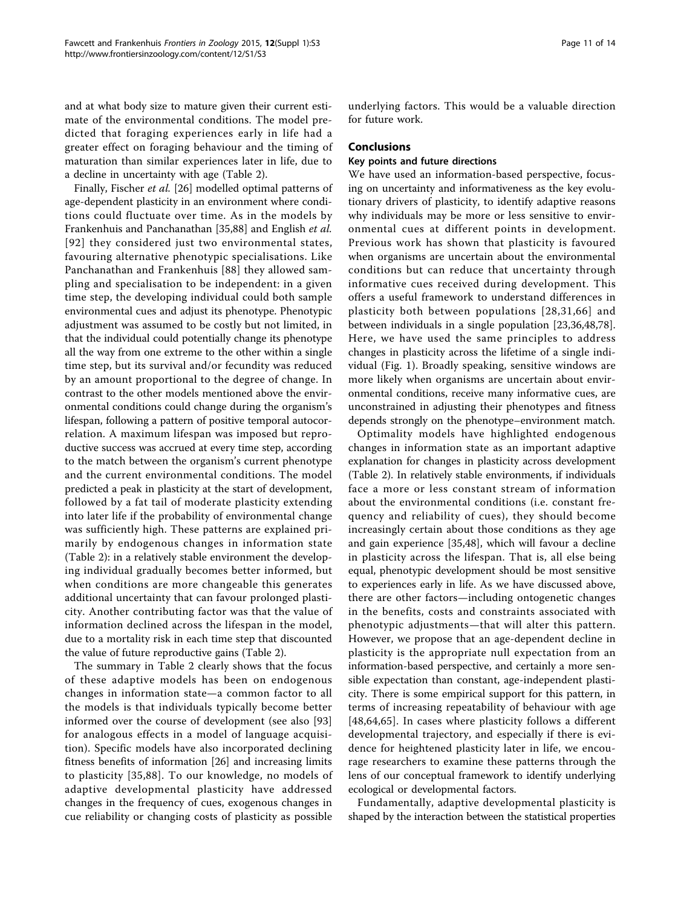and at what body size to mature given their current estimate of the environmental conditions. The model predicted that foraging experiences early in life had a greater effect on foraging behaviour and the timing of maturation than similar experiences later in life, due to a decline in uncertainty with age (Table 2).

Finally, Fischer *et al.* [26] modelled optimal patterns of age-dependent plasticity in an environment where conditions could fluctuate over time. As in the models by Frankenhuis and Panchanathan [35,88] and English *et al.* [92] they considered just two environmental states, favouring alternative phenotypic specialisations. Like Panchanathan and Frankenhuis [88] they allowed sampling and specialisation to be independent: in a given time step, the developing individual could both sample environmental cues and adjust its phenotype. Phenotypic adjustment was assumed to be costly but not limited, in that the individual could potentially change its phenotype all the way from one extreme to the other within a single time step, but its survival and/or fecundity was reduced by an amount proportional to the degree of change. In contrast to the other models mentioned above the environmental conditions could change during the organism's lifespan, following a pattern of positive temporal autocorrelation. A maximum lifespan was imposed but reproductive success was accrued at every time step, according to the match between the organism's current phenotype and the current environmental conditions. The model predicted a peak in plasticity at the start of development, followed by a fat tail of moderate plasticity extending into later life if the probability of environmental change was sufficiently high. These patterns are explained primarily by endogenous changes in information state (Table 2): in a relatively stable environment the developing individual gradually becomes better informed, but when conditions are more changeable this generates additional uncertainty that can favour prolonged plasticity. Another contributing factor was that the value of information declined across the lifespan in the model, due to a mortality risk in each time step that discounted the value of future reproductive gains (Table 2).

The summary in Table 2 clearly shows that the focus of these adaptive models has been on endogenous changes in information state—a common factor to all the models is that individuals typically become better informed over the course of development (see also [93] for analogous effects in a model of language acquisition). Specific models have also incorporated declining fitness benefits of information [26] and increasing limits to plasticity [35,88]. To our knowledge, no models of adaptive developmental plasticity have addressed changes in the frequency of cues, exogenous changes in cue reliability or changing costs of plasticity as possible underlying factors. This would be a valuable direction for future work.

## Conclusions

### Key points and future directions

We have used an information-based perspective, focusing on uncertainty and informativeness as the key evolutionary drivers of plasticity, to identify adaptive reasons why individuals may be more or less sensitive to environmental cues at different points in development. Previous work has shown that plasticity is favoured when organisms are uncertain about the environmental conditions but can reduce that uncertainty through informative cues received during development. This offers a useful framework to understand differences in plasticity both between populations [28,31,66] and between individuals in a single population [23,36,48,78]. Here, we have used the same principles to address changes in plasticity across the lifetime of a single individual (Fig. 1). Broadly speaking, sensitive windows are more likely when organisms are uncertain about environmental conditions, receive many informative cues, are unconstrained in adjusting their phenotypes and fitness depends strongly on the phenotype–environment match.

Optimality models have highlighted endogenous changes in information state as an important adaptive explanation for changes in plasticity across development (Table 2). In relatively stable environments, if individuals face a more or less constant stream of information about the environmental conditions (i.e. constant frequency and reliability of cues), they should become increasingly certain about those conditions as they age and gain experience [35,48], which will favour a decline in plasticity across the lifespan. That is, all else being equal, phenotypic development should be most sensitive to experiences early in life. As we have discussed above, there are other factors—including ontogenetic changes in the benefits, costs and constraints associated with phenotypic adjustments—that will alter this pattern. However, we propose that an age-dependent decline in plasticity is the appropriate null expectation from an information-based perspective, and certainly a more sensible expectation than constant, age-independent plasticity. There is some empirical support for this pattern, in terms of increasing repeatability of behaviour with age [48,64,65]. In cases where plasticity follows a different developmental trajectory, and especially if there is evidence for heightened plasticity later in life, we encourage researchers to examine these patterns through the lens of our conceptual framework to identify underlying ecological or developmental factors.

Fundamentally, adaptive developmental plasticity is shaped by the interaction between the statistical properties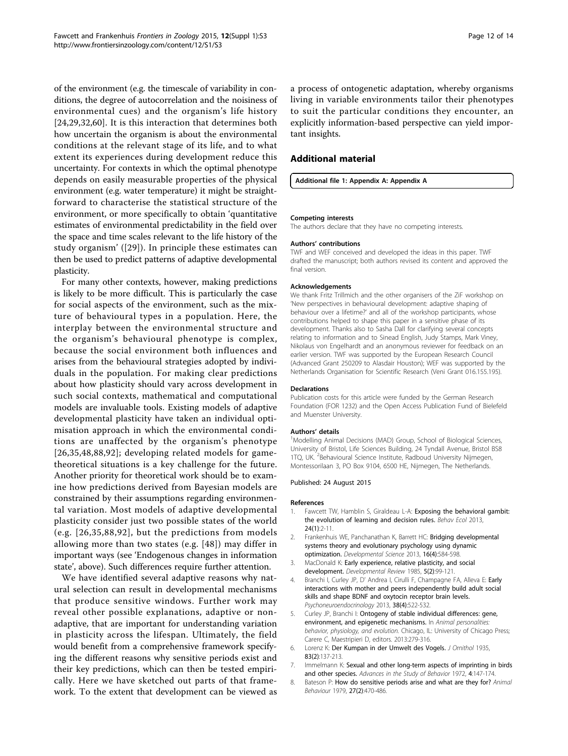of the environment (e.g. the timescale of variability in conditions, the degree of autocorrelation and the noisiness of environmental cues) and the organism's life history [24,29,32,60]. It is this interaction that determines both how uncertain the organism is about the environmental conditions at the relevant stage of its life, and to what extent its experiences during development reduce this uncertainty. For contexts in which the optimal phenotype depends on easily measurable properties of the physical environment (e.g. water temperature) it might be straightforward to characterise the statistical structure of the environment, or more specifically to obtain 'quantitative estimates of environmental predictability in the field over the space and time scales relevant to the life history of the study organism' ([29]). In principle these estimates can then be used to predict patterns of adaptive developmental plasticity.

For many other contexts, however, making predictions is likely to be more difficult. This is particularly the case for social aspects of the environment, such as the mixture of behavioural types in a population. Here, the interplay between the environmental structure and the organism's behavioural phenotype is complex, because the social environment both influences and arises from the behavioural strategies adopted by individuals in the population. For making clear predictions about how plasticity should vary across development in such social contexts, mathematical and computational models are invaluable tools. Existing models of adaptive developmental plasticity have taken an individual optimisation approach in which the environmental conditions are unaffected by the organism's phenotype [26,35,48,88,92]; developing related models for game-theoretical situations is a key challenge for the future. Another priority for theoretical work should be to examine how predictions derived from Bayesian models are constrained by their assumptions regarding environmental variation. Most models of adaptive developmental plasticity consider just two possible states of the world (e.g. [26,35,88,92], but the predictions from models allowing more than two states (e.g. [48]) may differ in important ways (see 'Endogenous changes in information state', above). Such differences require further attention.

We have identified several adaptive reasons why natural selection can result in developmental mechanisms that produce sensitive windows. Further work may reveal other possible explanations, adaptive or non-adaptive, that are important for understanding variation in plasticity across the lifespan. Ultimately, the field would benefit from a comprehensive framework specifying the different reasons why sensitive periods exist and their key predictions, which can then be tested empirically. Here we have sketched out parts of that framework. To the extent that development can be viewed as a process of ontogenetic adaptation, whereby organisms living in variable environments tailor their phenotypes to suit the particular conditions they encounter, an explicitly information-based perspective can yield important insights.

## Additional material

**Additional file 1: Appendix A: Appendix A**

#### Competing interests

The authors declare that they have no competing interests.

#### Authors' contributions

TWF and WEF conceived and developed the ideas in this paper. TWF drafted the manuscript; both authors revised its content and approved the final version.

#### Acknowledgements

We thank Fritz Trillmich and the other organisers of the ZiF workshop on 'New perspectives in behavioural development: adaptive shaping of behaviour over a lifetime?' and all of the workshop participants, whose contributions helped to shape this paper in a sensitive phase of its development. Thanks also to Sasha Dall for clarifying several concepts relating to information and to Sinead English, Judy Stamps, Mark Viney, Nikolaus von Engelhardt and an anonymous reviewer for feedback on an earlier version. TWF was supported by the European Research Council (Advanced Grant 250209 to Alasdair Houston); WEF was supported by the Netherlands Organisation for Scientific Research (Veni Grant 016.155.195).

#### Declarations

Publication costs for this article were funded by the German Research Foundation (FOR 1232) and the Open Access Publication Fund of Bielefeld and Muenster University.

#### Authors' details

[1]Modelling Animal Decisions (MAD) Group, School of Biological Sciences, University of Bristol, Life Sciences Building, 24 Tyndall Avenue, Bristol BS8 1TQ, UK. [2]Behavioural Science Institute, Radboud University Nijmegen, Montessorilaan 3, PO Box 9104, 6500 HE, Nijmegen, The Netherlands.

Published: 24 August 2015

#### References

1. Fawcett TW, Hamblin S, Giraldeau L-A: **Exposing the behavioral gambit: the evolution of learning and decision rules.** *Behav Ecol* 2013, **24(1)**:2-11.
2. Frankenhuis WE, Panchanathan K, Barrett HC: **Bridging developmental systems theory and evolutionary psychology using dynamic optimization.** *Developmental Science* 2013, **16(4)**:584-598.
3. MacDonald K: **Early experience, relative plasticity, and social development.** *Developmental Review* 1985, **5(2)**:99-121.
4. Branchi I, Curley JP, D'Andrea I, Cirulli F, Champagne FA, Alleva E: **Early interactions with mother and peers independently build adult social skills and shape BDNF and oxytocin receptor brain levels.** *Psychoneuroendocrinology* 2013, **38(4)**:522-532.
5. Curley JP, Branchi I: **Ontogeny of stable individual differences: gene, environment, and epigenetic mechanisms.** In *Animal personalities: behavior, physiology, and evolution.* Chicago, IL: University of Chicago Press; Carere C, Maestripieri D, editors. 2013:279-316.
6. Lorenz K: **Der Kumpan in der Umwelt des Vogels.** *J Ornithol* 1935, **83(2)**:137-213.
7. Immelmann K: **Sexual and other long-term aspects of imprinting in birds and other species.** *Advances in the Study of Behavior* 1972, **4**:147-174.
8. Bateson P: **How do sensitive periods arise and what are they for?** *Animal Behaviour* 1979, **27(2)**:470-486.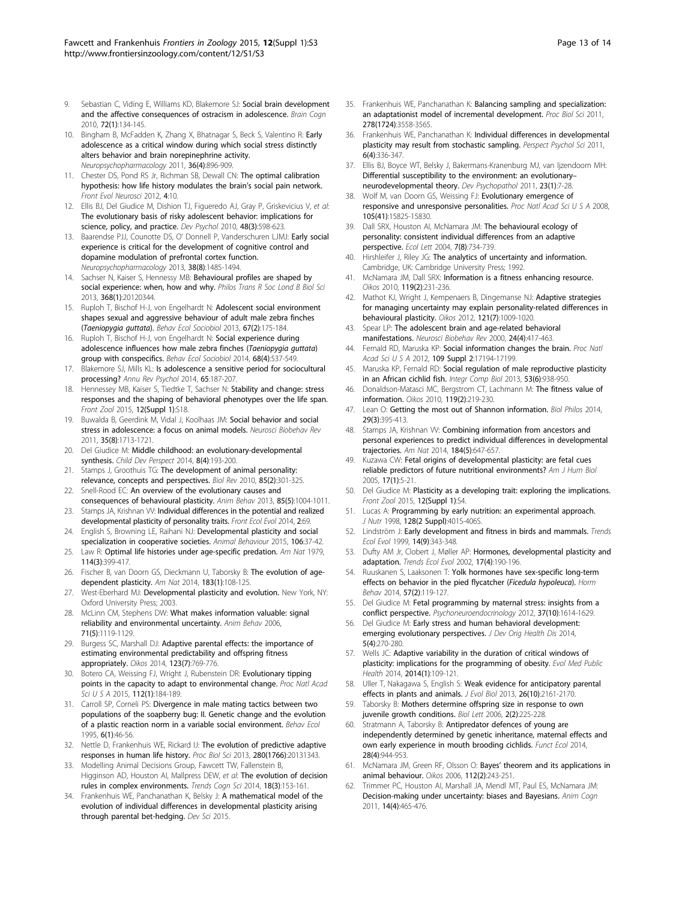9. Sebastian C, Viding E, Williams KD, Blakemore SJ: **Social brain development and the affective consequences of ostracism in adolescence.** *Brain Cogn* 2010, **72(1)**:134-145.
10. Bingham B, McFadden K, Zhang X, Bhatnagar S, Beck S, Valentino R: **Early adolescence as a critical window during which social stress distinctly alters behavior and brain norepinephrine activity.** *Neuropsychopharmacology* 2011, **36(4)**:896-909.
11. Chester DS, Pond RS Jr, Richman SB, Dewall CN: **The optimal calibration hypothesis: how life history modulates the brain's social pain network.** *Front Evol Neurosci* 2012, **4**:10.
12. Ellis BJ, Del Giudice M, Dishion TJ, Figueredo AJ, Gray P, Griskevicius V, *et al*: **The evolutionary basis of risky adolescent behavior: implications for science, policy, and practice.** *Dev Psychol* 2010, **48(3)**:598-623.
13. Baarendse PJJ, Counotte DS, O' Donnell P, Vanderschuren LJMJ: **Early social experience is critical for the development of cognitive control and dopamine modulation of prefrontal cortex function.** *Neuropsychopharmacology* 2013, **38(8)**:1485-1494.
14. Sachser N, Kaiser S, Hennessy MB: **Behavioural profiles are shaped by social experience: when, how and why.** *Philos Trans R Soc Lond B Biol Sci* 2013, **368(1)**:20120344.
15. Ruploh T, Bischof H-J, von Engelhardt N: **Adolescent social environment shapes sexual and aggressive behaviour of adult male zebra finches (*Taeniopygia guttata*).** *Behav Ecol Sociobiol* 2013, **67(2)**:175-184.
16. Ruploh T, Bischof H-J, von Engelhardt N: **Social experience during adolescence influences how male zebra finches (*Taeniopygia guttata*) group with conspecifics.** *Behav Ecol Sociobiol* 2014, **68(4)**:537-549.
17. Blakemore SJ, Mills KL: **Is adolescence a sensitive period for sociocultural processing?** *Annu Rev Psychol* 2014, **65**:187-207.
18. Hennessey MB, Kaiser S, Tiedtke T, Sachser N: **Stability and change: stress responses and the shaping of behavioral phenotypes over the life span.** *Front Zool* 2015, **12(Suppl 1)**:S18.
19. Buwalda B, Geerdink M, Vidal J, Koolhaas JM: **Social behavior and social stress in adolescence: a focus on animal models.** *Neurosci Biobehav Rev* 2011, **35(8)**:1713-1721.
20. Del Giudice M: **Middle childhood: an evolutionary-developmental synthesis.** *Child Dev Perspect* 2014, **8(4)**:193-200.
21. Stamps J, Groothuis TG: **The development of animal personality: relevance, concepts and perspectives.** *Biol Rev* 2010, **85(2)**:301-325.
22. Snell-Rood EC: **An overview of the evolutionary causes and consequences of behavioural plasticity.** *Anim Behav* 2013, **85(5)**:1004-1011.
23. Stamps JA, Krishnan VV: **Individual differences in the potential and realized developmental plasticity of personality traits.** *Front Ecol Evol* 2014, **2**:69.
24. English S, Browning LE, Raihani NJ: **Developmental plasticity and social specialization in cooperative societies.** *Animal Behaviour* 2015, **106**:37-42.
25. Law R: **Optimal life histories under age-specific predation.** *Am Nat* 1979, **114(3)**:399-417.
26. Fischer B, van Doorn GS, Dieckmann U, Taborsky B: **The evolution of age-dependent plasticity.** *Am Nat* 2014, **183(1)**:108-125.
27. West-Eberhard MJ: **Developmental plasticity and evolution.** New York, NY: Oxford University Press; 2003.
28. McLinn CM, Stephens DW: **What makes information valuable: signal reliability and environmental uncertainty.** *Anim Behav* 2006, **71(5)**:1119-1129.
29. Burgess SC, Marshall DJ: **Adaptive parental effects: the importance of estimating environmental predictability and offspring fitness appropriately.** *Oikos* 2014, **123(7)**:769-776.
30. Botero CA, Weissing FJ, Wright J, Rubenstein DR: **Evolutionary tipping points in the capacity to adapt to environmental change.** *Proc Natl Acad Sci U S A* 2015, **112(1)**:184-189.
31. Carroll SP, Corneli PS: **Divergence in male mating tactics between two populations of the soapberry bug: II. Genetic change and the evolution of a plastic reaction norm in a variable social environment.** *Behav Ecol* 1995, **6(1)**:46-56.
32. Nettle D, Frankenhuis WE, Rickard IJ: **The evolution of predictive adaptive responses in human life history.** *Proc Biol Sci* 2013, **280(1766)**:20131343.
33. Modelling Animal Decisions Group, Fawcett TW, Fallenstein B, Higginson AD, Houston AI, Mallpress DEW, *et al*: **The evolution of decision rules in complex environments.** *Trends Cogn Sci* 2014, **18(3)**:153-161.
34. Frankenhuis WE, Panchanathan K, Belsky J: **A mathematical model of the evolution of individual differences in developmental plasticity arising through parental bet-hedging.** *Dev Sci* 2015.
35. Frankenhuis WE, Panchanathan K: **Balancing sampling and specialization: an adaptationist model of incremental development.** *Proc Biol Sci* 2011, **278(1724)**:3558-3565.
36. Frankenhuis WE, Panchanathan K: **Individual differences in developmental plasticity may result from stochastic sampling.** *Perspect Psychol Sci* 2011, **6(4)**:336-347.
37. Ellis BJ, Boyce WT, Belsky J, Bakermans-Kranenburg MJ, van Ijzendoorn MH: **Differential susceptibility to the environment: an evolutionary–neurodevelopmental theory.** *Dev Psychopathol* 2011, **23(1)**:7-28.
38. Wolf M, van Doorn GS, Weissing FJ: **Evolutionary emergence of responsive and unresponsive personalities.** *Proc Natl Acad Sci U S A* 2008, **105(41)**:15825-15830.
39. Dall SRX, Houston AI, McNamara JM: **The behavioural ecology of personality: consistent individual differences from an adaptive perspective.** *Ecol Lett* 2004, **7(8)**:734-739.
40. Hirshleifer J, Riley JG: **The analytics of uncertainty and information.** Cambridge, UK: Cambridge University Press; 1992.
41. McNamara JM, Dall SRX: **Information is a fitness enhancing resource.** *Oikos* 2010, **119(2)**:231-236.
42. Mathot KJ, Wright J, Kempenaers B, Dingemanse NJ: **Adaptive strategies for managing uncertainty may explain personality-related differences in behavioural plasticity.** *Oikos* 2012, **121(7)**:1009-1020.
43. Spear LP: **The adolescent brain and age-related behavioral manifestations.** *Neurosci Biobehav Rev* 2000, **24(4)**:417-463.
44. Fernald RD, Maruska KP: **Social information changes the brain.** *Proc Natl Acad Sci U S A* 2012, **109 Suppl 2**:17194-17199.
45. Maruska KP, Fernald RD: **Social regulation of male reproductive plasticity in an African cichlid fish.** *Integr Comp Biol* 2013, **53(6)**:938-950.
46. Donaldson-Matasci MC, Bergstrom CT, Lachmann M: **The fitness value of information.** *Oikos* 2010, **119(2)**:219-230.
47. Lean O: **Getting the most out of Shannon information.** *Biol Philos* 2014, **29(3)**:395-413.
48. Stamps JA, Krishnan VV: **Combining information from ancestors and personal experiences to predict individual differences in developmental trajectories.** *Am Nat* 2014, **184(5)**:647-657.
49. Kuzawa CW: **Fetal origins of developmental plasticity: are fetal cues reliable predictors of future nutritional environments?** *Am J Hum Biol* 2005, **17(1)**:5-21.
50. Del Giudice M: **Plasticity as a developing trait: exploring the implications.** *Front Zool* 2015, **12(Suppl 1)**:S4.
51. Lucas A: **Programming by early nutrition: an experimental approach.** *J Nutr* 1998, **128(2 Suppl)**:401S-406S.
52. Lindström J: **Early development and fitness in birds and mammals.** *Trends Ecol Evol* 1999, **14(9)**:343-348.
53. Dufty AM Jr, Clobert J, Møller AP: **Hormones, developmental plasticity and adaptation.** *Trends Ecol Evol* 2002, **17(4)**:190-196.
54. Ruuskanen S, Laaksonen T: **Yolk hormones have sex-specific long-term effects on behavior in the pied flycatcher (*Ficedula hypoleuca*).** *Horm Behav* 2014, **57(2)**:119-127.
55. Del Giudice M: **Fetal programming by maternal stress: insights from a conflict perspective.** *Psychoneuroendocrinology* 2012, **37(10)**:1614-1629.
56. Del Giudice M: **Early stress and human behavioral development: emerging evolutionary perspectives.** *J Dev Orig Health Dis* 2014, **5(4)**:270-280.
57. Wells JC: **Adaptive variability in the duration of critical windows of plasticity: implications for the programming of obesity.** *Evol Med Public Health* 2014, **2014(1)**:109-121.
58. Uller T, Nakagawa S, English S: **Weak evidence for anticipatory parental effects in plants and animals.** *J Evol Biol* 2013, **26(10)**:2161-2170.
59. Taborsky B: **Mothers determine offspring size in response to own juvenile growth conditions.** *Biol Lett* 2006, **2(2)**:225-228.
60. Stratmann A, Taborsky B: **Antipredator defences of young are independently determined by genetic inheritance, maternal effects and own early experience in mouth brooding cichlids.** *Funct Ecol* 2014, **28(4)**:944-953.
61. McNamara JM, Green RF, Olsson O: **Bayes' theorem and its applications in animal behaviour.** *Oikos* 2006, **112(2)**:243-251.
62. Trimmer PC, Houston AI, Marshall JA, Mendl MT, Paul ES, McNamara JM: **Decision-making under uncertainty: biases and Bayesians.** *Anim Cogn* 2011, **14(4)**:465-476.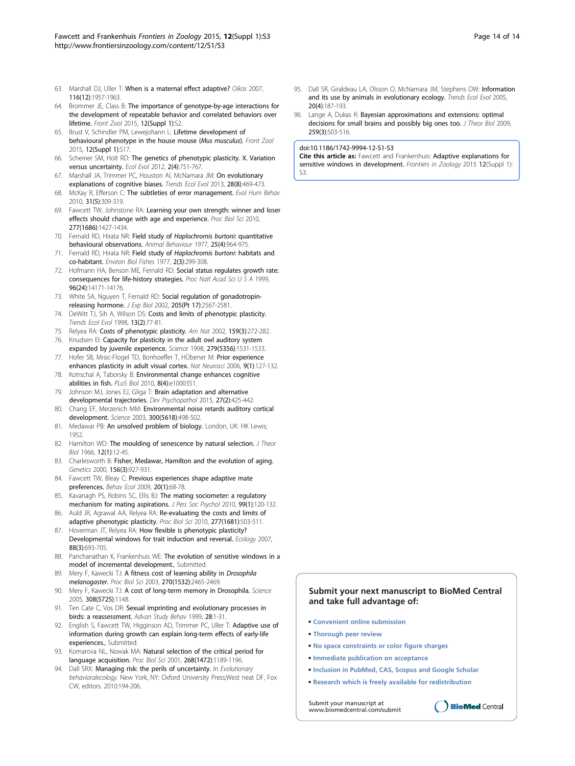63. Marshall DJ, Uller T: **When is a maternal effect adaptive?** *Oikos* 2007, **116(12)**:1957-1963.
64. Brommer JE, Class B: **The importance of genotype-by-age interactions for the development of repeatable behavior and correlated behaviors over lifetime.** *Front Zool* 2015, **12(Suppl 1)**:S2.
65. Brust V, Schindler PM, Lewejohann L: **Lifetime development of behavioural phenotype in the house mouse (*Mus musculus*).** *Front Zool* 2015, **12(Suppl 1)**:S17.
66. Scheiner SM, Holt RD: **The genetics of phenotypic plasticity. X. Variation versus uncertainty.** *Ecol Evol* 2012, **2(4)**:751-767.
67. Marshall JA, Trimmer PC, Houston AI, McNamara JM: **On evolutionary explanations of cognitive biases.** *Trends Ecol Evol* 2013, **28(8)**:469-473.
68. McKay R, Efferson C: **The subtleties of error management.** *Evol Hum Behav* 2010, **31(5)**:309-319.
69. Fawcett TW, Johnstone RA: **Learning your own strength: winner and loser effects should change with age and experience.** *Proc Biol Sci* 2010, **277(1686)**:1427-1434.
70. Fernald RD, Hirata NR: **Field study of *Haplochromis burtoni*: quantitative behavioural observations.** *Animal Behaviour* 1977, **25(4)**:964-975.
71. Fernald RD, Hirata NR: **Field study of *Haplochromis burtoni*: habitats and co-habitant.** *Environ Biol Fishes* 1977, **2(3)**:299-308.
72. Hofmann HA, Benson ME, Fernald RD: **Social status regulates growth rate: consequences for life-history strategies.** *Proc Natl Acad Sci U S A* 1999, **96(24)**:14171-14176.
73. White SA, Nguyen T, Fernald RD: **Social regulation of gonadotropin-releasing hormone.** *J Exp Biol* 2002, **205(Pt 17)**:2567-2581.
74. DeWitt TJ, Sih A, Wilson DS: **Costs and limits of phenotypic plasticity.** *Trends Ecol Evol* 1998, **13(2)**:77-81.
75. Relyea RA: **Costs of phenotypic plasticity.** *Am Nat* 2002, **159(3)**:272-282.
76. Knudsen EI: **Capacity for plasticity in the adult owl auditory system expanded by juvenile experience.** *Science* 1998, **279(5356)**:1531-1533.
77. Hofer SB, Mrsic-Flogel TD, Bonhoeffer T, HÜbener M: **Prior experience enhances plasticity in adult visual cortex.** *Nat Neurosci* 2006, **9(1)**:127-132.
78. Kotrschal A, Taborsky B: **Environmental change enhances cognitive abilities in fish.** *PLoS Biol* 2010, **8(4)**:e1000351.
79. Johnson MJ, Jones EJ, Gliga T: **Brain adaptation and alternative developmental trajectories.** *Dev Psychopathol* 2015, **27(2)**:425-442.
80. Chang EF, Merzenich MM: **Environmental noise retards auditory cortical development.** *Science* 2003, **300(5618)**:498-502.
81. Medawar PB: **An unsolved problem of biology.** London, UK: HK Lewis; 1952.
82. Hamilton WD: **The moulding of senescence by natural selection.** *J Theor Biol* 1966, **12(1)**:12-45.
83. Charlesworth B: **Fisher, Medawar, Hamilton and the evolution of aging.** *Genetics* 2000, **156(3)**:927-931.
84. Fawcett TW, Bleay C: **Previous experiences shape adaptive mate preferences.** *Behav Ecol* 2009, **20(1)**:68-78.
85. Kavanagh PS, Robins SC, Ellis BJ: **The mating sociometer: a regulatory mechanism for mating aspirations.** *J Pers Soc Psychol* 2010, **99(1)**:120-132.
86. Auld JR, Agrawal AA, Relyea RA: **Re-evaluating the costs and limits of adaptive phenotypic plasticity.** *Proc Biol Sci* 2010, **277(1681)**:503-511.
87. Hoverman JT, Relyea RA: **How flexible is phenotypic plasticity? Developmental windows for trait induction and reversal.** *Ecology* 2007, **88(3)**:693-705.
88. Panchanathan K, Frankenhuis WE: **The evolution of sensitive windows in a model of incremental development.**, Submitted.
89. Mery F, Kawecki TJ: **A fitness cost of learning ability in *Drosophila melanogaster*.** *Proc Biol Sci* 2003, **270(1532)**:2465-2469.
90. Mery F, Kawecki TJ: **A cost of long-term memory in Drosophila.** *Science* 2005, **308(5725)**:1148.
91. Ten Cate C, Vos DR: **Sexual imprinting and evolutionary processes in birds: a reassessment.** *Advan Study Behav* 1999, **28**:1-31.
92. English S, Fawcett TW, Higginson AD, Trimmer PC, Uller T: **Adaptive use of information during growth can explain long-term effects of early-life experiences.**, Submitted.
93. Komarova NL, Nowak MA: **Natural selection of the critical period for language acquisition.** *Proc Biol Sci* 2001, **268(1472)**:1189-1196.
94. Dall SRX: **Managing risk: the perils of uncertainty.** In *Evolutionary behavioralecology.* New York, NY: Oxford University Press;West neat DF, Fox CW, editors. 2010:194-206.
95. Dall SR, Giraldeau LA, Olsson O, McNamara JM, Stephens DW: **Information and its use by animals in evolutionary ecology.** *Trends Ecol Evol* 2005, **20(4)**:187-193.
96. Lange A, Dukas R: **Bayesian approximations and extensions: optimal decisions for small brains and possibly big ones too.** *J Theor Biol* 2009, **259(3)**:503-516.

doi:10.1186/1742-9994-12-S1-S3

**Cite this article as:** Fawcett and Frankenhuis: Adaptive explanations for sensitive windows in development. *Frontiers in Zoology* 2015 **12**(Suppl 1): S3.

**Submit your next manuscript to BioMed Central and take full advantage of:**

- **Convenient online submission**
- **Thorough peer review**
- **No space constraints or color figure charges**
- **Immediate publication on acceptance**
- **Inclusion in PubMed, CAS, Scopus and Google Scholar**
- **Research which is freely available for redistribution**

Submit your manuscript at www.biomedcentral.com/submit

BioMed Central